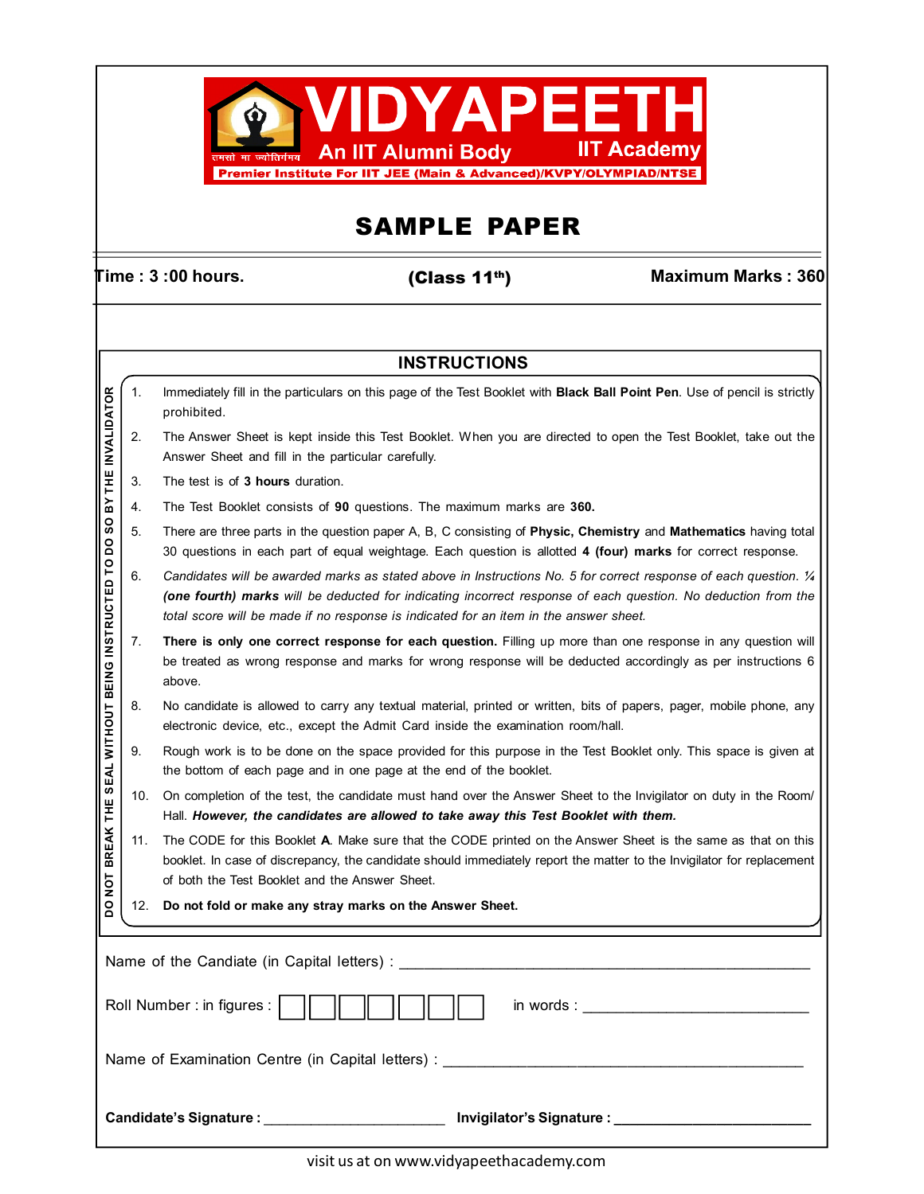# VIDYAPEETH

An IIT Alumni Body — IIT Academy

तमसो मा ज्योतिर्गमय

Premier Institute For IIT JEE (Main & Advanced)/KVPY/OLYMPIAD/NTSE

## SAMPLE PAPER

**Time : 3 :00 hours.** **(Class 11th)** **Maximum Marks : 360**

### INSTRUCTIONS

1. Immediately fill in the particulars on this page of the Test Booklet with **Black Ball Point Pen**. Use of pencil is strictly prohibited.
2. The Answer Sheet is kept inside this Test Booklet. When you are directed to open the Test Booklet, take out the Answer Sheet and fill in the particular carefully.
3. The test is of **3 hours** duration.
4. The Test Booklet consists of **90** questions. The maximum marks are **360.**
5. There are three parts in the question paper A, B, C consisting of **Physic, Chemistry** and **Mathematics** having total 30 questions in each part of equal weightage. Each question is allotted **4 (four) marks** for correct response.
6. *Candidates will be awarded marks as stated above in Instructions No. 5 for correct response of each question. ¼* ***(one fourth) marks*** *will be deducted for indicating incorrect response of each question. No deduction from the total score will be made if no response is indicated for an item in the answer sheet.*
7. **There is only one correct response for each question.** Filling up more than one response in any question will be treated as wrong response and marks for wrong response will be deducted accordingly as per instructions 6 above.
8. No candidate is allowed to carry any textual material, printed or written, bits of papers, pager, mobile phone, any electronic device, etc., except the Admit Card inside the examination room/hall.
9. Rough work is to be done on the space provided for this purpose in the Test Booklet only. This space is given at the bottom of each page and in one page at the end of the booklet.
10. On completion of the test, the candidate must hand over the Answer Sheet to the Invigilator on duty in the Room/ Hall. ***However, the candidates are allowed to take away this Test Booklet with them.***
11. The CODE for this Booklet **A**. Make sure that the CODE printed on the Answer Sheet is the same as that on this booklet. In case of discrepancy, the candidate should immediately report the matter to the Invigilator for replacement of both the Test Booklet and the Answer Sheet.
12. **Do not fold or make any stray marks on the Answer Sheet.**

DO NOT BREAK THE SEAL WITHOUT BEING INSTRUCTED TO DO SO BY THE INVALIDATOR

Name of the Candiate (in Capital letters) : ______________________________

Roll Number : in figures : ☐☐☐☐☐☐☐ in words : ______________________________

Name of Examination Centre (in Capital letters) : ______________________________

**Candidate's Signature :** ____________________ **Invigilator's Signature :** ____________________

visit us at on www.vidyapeethacademy.com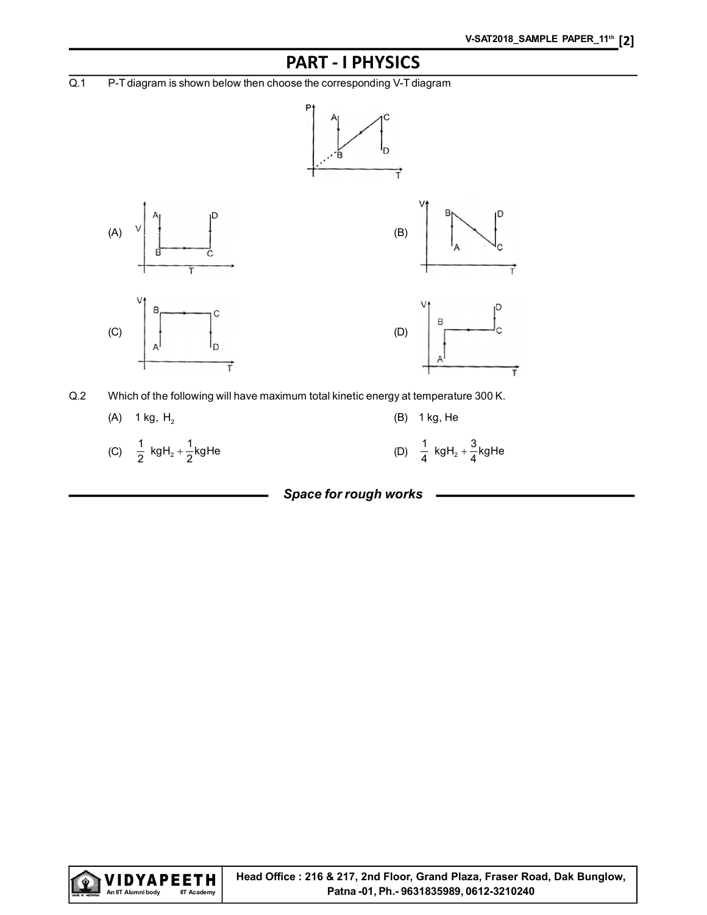# PART - I PHYSICS

Q.1 P-T diagram is shown below then choose the corresponding V-T diagram

(A)

(B)

(C)

(D)

Q.2 Which of the following will have maximum total kinetic energy at temperature 300 K.

(A) 1 kg, $H_2$

(B) 1 kg, He

(C) $\frac{1}{2}$ kg$H_2$ + $\frac{1}{2}$kgHe

(D) $\frac{1}{4}$ kg$H_2$ + $\frac{3}{4}$kgHe

*Space for rough works*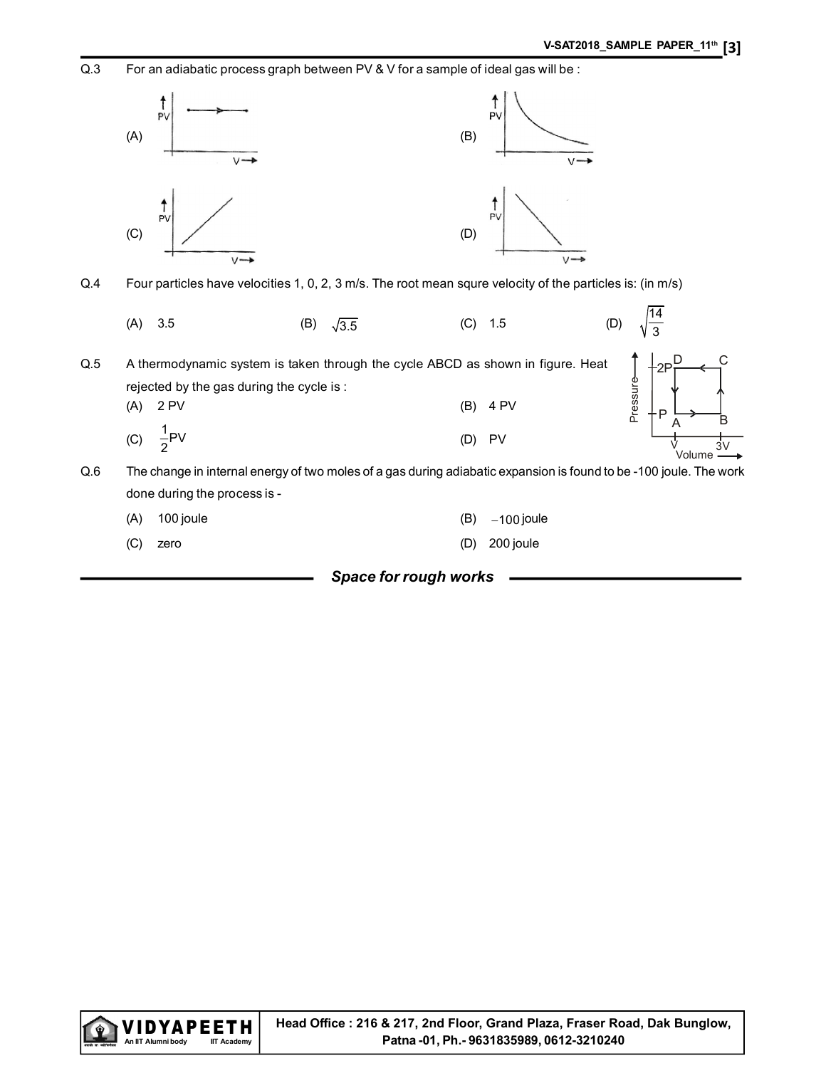Q.3 For an adiabatic process graph between PV & V for a sample of ideal gas will be :

(A)

(B)

(C)

(D)

Q.4 Four particles have velocities 1, 0, 2, 3 m/s. The root mean squre velocity of the particles is: (in m/s)

(A) 3.5 (B) $\sqrt{3.5}$ (C) 1.5 (D) $\sqrt{\frac{14}{3}}$

Q.5 A thermodynamic system is taken through the cycle ABCD as shown in figure. Heat rejected by the gas during the cycle is :

(A) 2 PV (B) 4 PV

(C) $\frac{1}{2}$PV (D) PV

Q.6 The change in internal energy of two moles of a gas during adiabatic expansion is found to be -100 joule. The work done during the process is -

(A) 100 joule (B) $-100$ joule

(C) zero (D) 200 joule

***Space for rough works***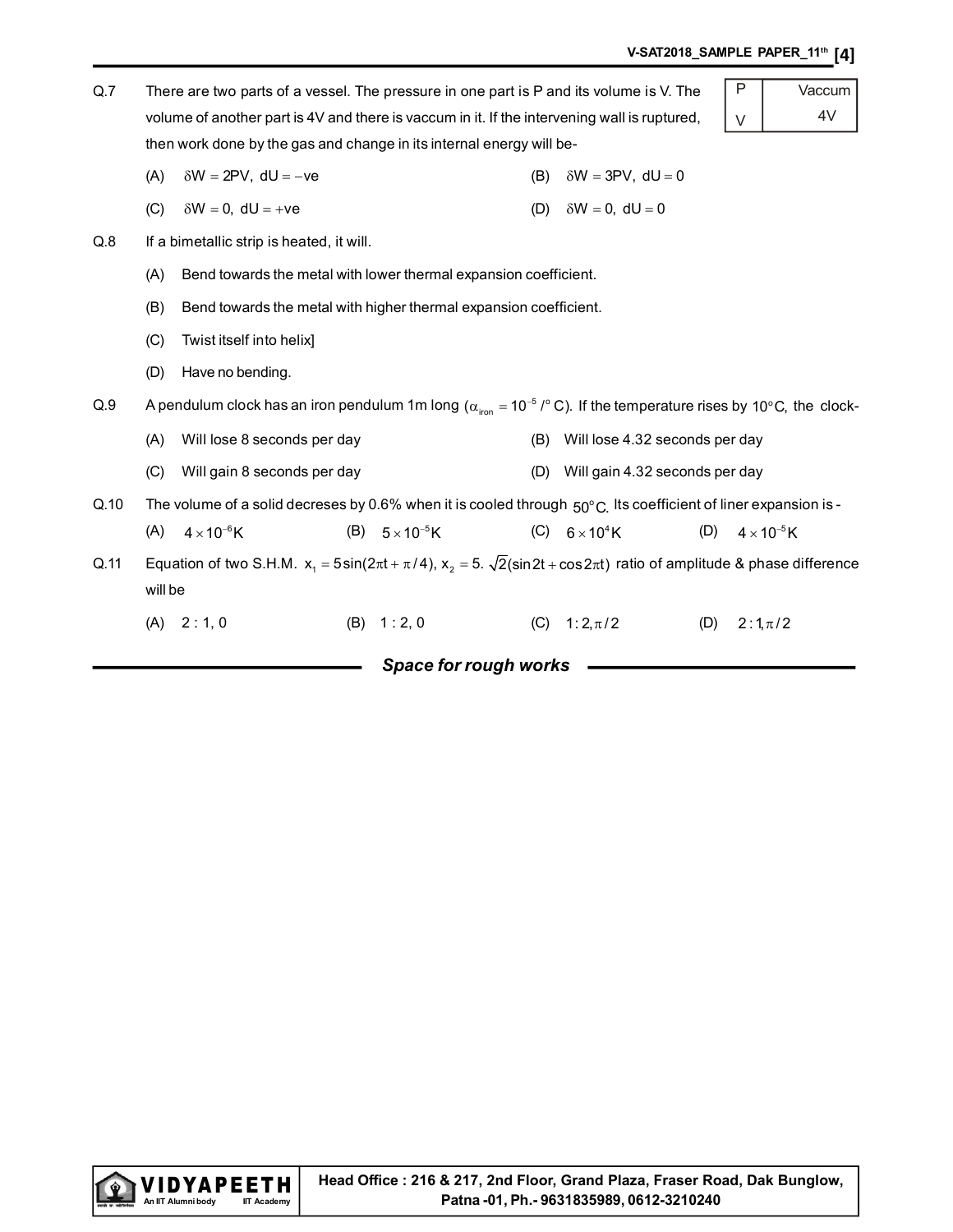Q.7 There are two parts of a vessel. The pressure in one part is P and its volume is V. The volume of another part is 4V and there is vaccum in it. If the intervening wall is ruptured, then work done by the gas and change in its internal energy will be-

| P | Vaccum |
|---|---|
| V | 4V |

(A) $\delta W = 2PV,\ dU = -ve$  (B) $\delta W = 3PV,\ dU = 0$

(C) $\delta W = 0,\ dU = +ve$  (D) $\delta W = 0,\ dU = 0$

Q.8 If a bimetallic strip is heated, it will.

(A) Bend towards the metal with lower thermal expansion coefficient.

(B) Bend towards the metal with higher thermal expansion coefficient.

(C) Twist itself into helix]

(D) Have no bending.

Q.9 A pendulum clock has an iron pendulum 1m long ($\alpha_{iron} = 10^{-5}/^{\circ}C$). If the temperature rises by $10^{\circ}C$, the clock-

(A) Will lose 8 seconds per day  (B) Will lose 4.32 seconds per day

(C) Will gain 8 seconds per day  (D) Will gain 4.32 seconds per day

Q.10 The volume of a solid decreses by 0.6% when it is cooled through $50^{\circ}C$. Its coefficient of liner expansion is -

(A) $4 \times 10^{-6}K$  (B) $5 \times 10^{-5}K$  (C) $6 \times 10^{4}K$  (D) $4 \times 10^{-5}K$

Q.11 Equation of two S.H.M. $x_1 = 5\sin(2\pi t + \pi/4)$, $x_2 = 5.\sqrt{2}(\sin 2t + \cos 2\pi t)$ ratio of amplitude & phase difference will be

(A) 2 : 1, 0  (B) 1 : 2, 0  (C) $1:2, \pi/2$  (D) $2:1, \pi/2$

*Space for rough works*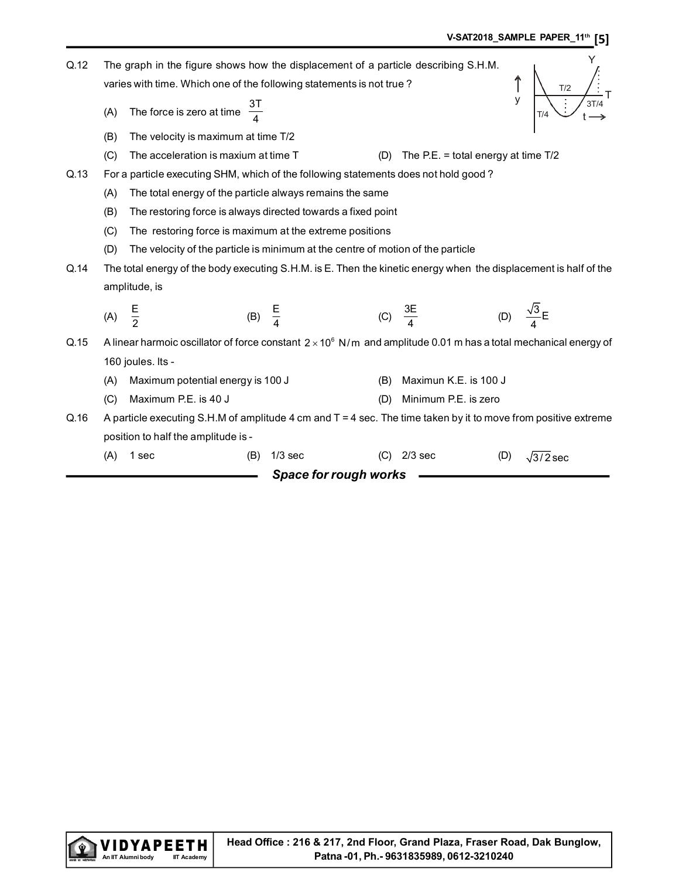Q.12 The graph in the figure shows how the displacement of a particle describing S.H.M. varies with time. Which one of the following statements is not true ?

(A) The force is zero at time $\frac{3T}{4}$

(B) The velocity is maximum at time T/2

(C) The acceleration is maxium at time T

(D) The P.E. = total energy at time T/2

Q.13 For a particle executing SHM, which of the following statements does not hold good ?

(A) The total energy of the particle always remains the same

(B) The restoring force is always directed towards a fixed point

(C) The restoring force is maximum at the extreme positions

(D) The velocity of the particle is minimum at the centre of motion of the particle

Q.14 The total energy of the body executing S.H.M. is E. Then the kinetic energy when the displacement is half of the amplitude, is

(A) $\frac{E}{2}$ (B) $\frac{E}{4}$ (C) $\frac{3E}{4}$ (D) $\frac{\sqrt{3}}{4}E$

Q.15 A linear harmoic oscillator of force constant $2 \times 10^{6}$ N/m and amplitude 0.01 m has a total mechanical energy of 160 joules. Its -

(A) Maximum potential energy is 100 J

(B) Maximun K.E. is 100 J

(C) Maximum P.E. is 40 J

(D) Minimum P.E. is zero

Q.16 A particle executing S.H.M of amplitude 4 cm and T = 4 sec. The time taken by it to move from positive extreme position to half the amplitude is -

(A) 1 sec (B) 1/3 sec (C) 2/3 sec (D) $\sqrt{3/2}$ sec

***Space for rough works***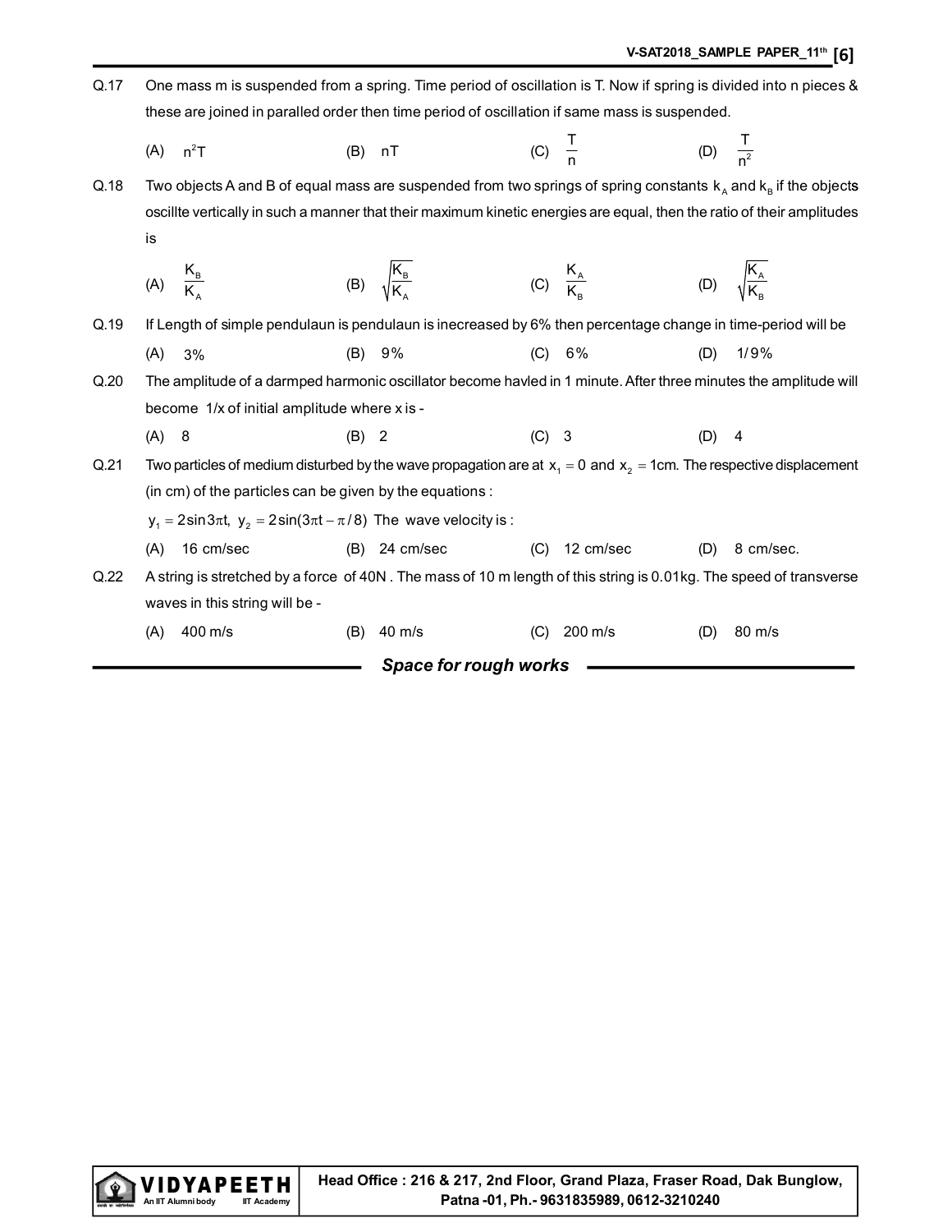Q.17 One mass m is suspended from a spring. Time period of oscillation is T. Now if spring is divided into n pieces & these are joined in paralled order then time period of oscillation if same mass is suspended.

(A) $n^2T$ (B) $nT$ (C) $\frac{T}{n}$ (D) $\frac{T}{n^2}$

Q.18 Two objects A and B of equal mass are suspended from two springs of spring constants $k_A$ and $k_B$ if the objects oscillte vertically in such a manner that their maximum kinetic energies are equal, then the ratio of their amplitudes is

(A) $\frac{K_B}{K_A}$ (B) $\sqrt{\frac{K_B}{K_A}}$ (C) $\frac{K_A}{K_B}$ (D) $\sqrt{\frac{K_A}{K_B}}$

Q.19 If Length of simple pendulaun is pendulaun is inecreased by 6% then percentage change in time-period will be

(A) 3% (B) 9% (C) 6% (D) 1/9%

Q.20 The amplitude of a darmped harmonic oscillator become havled in 1 minute. After three minutes the amplitude will become 1/x of initial amplitude where x is -

(A) 8 (B) 2 (C) 3 (D) 4

Q.21 Two particles of medium disturbed by the wave propagation are at $x_1 = 0$ and $x_2 = 1$cm. The respective displacement (in cm) of the particles can be given by the equations :

$y_1 = 2\sin 3\pi t,\ y_2 = 2\sin(3\pi t - \pi/8)$ The wave velocity is :

(A) 16 cm/sec (B) 24 cm/sec (C) 12 cm/sec (D) 8 cm/sec.

Q.22 A string is stretched by a force of 40N . The mass of 10 m length of this string is 0.01kg. The speed of transverse waves in this string will be -

(A) 400 m/s (B) 40 m/s (C) 200 m/s (D) 80 m/s

***Space for rough works***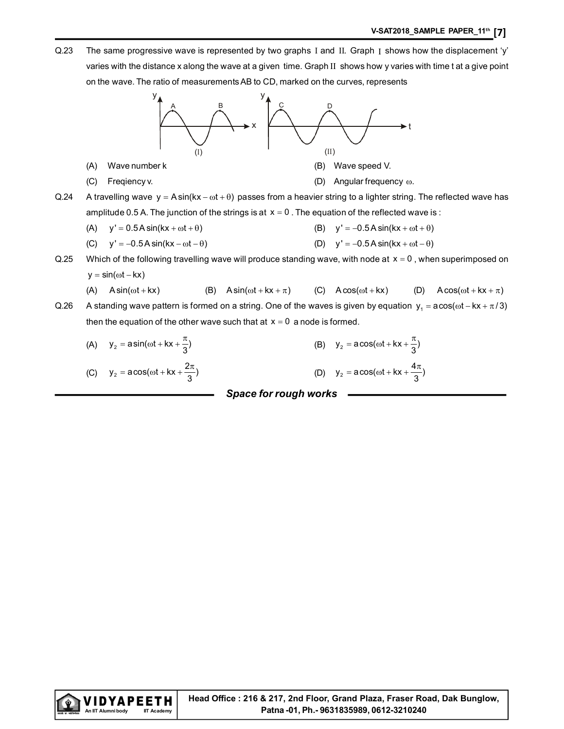Q.23 The same progressive wave is represented by two graphs I and II. Graph I shows how the displacement 'y' varies with the distance x along the wave at a given time. Graph II shows how y varies with time t at a give point on the wave. The ratio of measurements AB to CD, marked on the curves, represents

(I) (II)

(A) Wave number k
(B) Wave speed V.
(C) Freqiency v.
(D) Angular frequency $\omega$.

Q.24 A travelling wave $y = A\sin(kx - \omega t + \theta)$ passes from a heavier string to a lighter string. The reflected wave has amplitude 0.5 A. The junction of the strings is at $x = 0$. The equation of the reflected wave is :

(A) $y' = 0.5A\sin(kx + \omega t + \theta)$
(B) $y' = -0.5A\sin(kx + \omega t + \theta)$
(C) $y' = -0.5A\sin(kx - \omega t - \theta)$
(D) $y' = -0.5A\sin(kx + \omega t - \theta)$

Q.25 Which of the following travelling wave will produce standing wave, with node at $x = 0$, when superimposed on $y = \sin(\omega t - kx)$

(A) $A\sin(\omega t + kx)$
(B) $A\sin(\omega t + kx + \pi)$
(C) $A\cos(\omega t + kx)$
(D) $A\cos(\omega t + kx + \pi)$

Q.26 A standing wave pattern is formed on a string. One of the waves is given by equation $y_1 = a\cos(\omega t - kx + \pi/3)$ then the equation of the other wave such that at $x = 0$ a node is formed.

(A) $y_2 = a\sin(\omega t + kx + \frac{\pi}{3})$
(B) $y_2 = a\cos(\omega t + kx + \frac{\pi}{3})$
(C) $y_2 = a\cos(\omega t + kx + \frac{2\pi}{3})$
(D) $y_2 = a\cos(\omega t + kx + \frac{4\pi}{3})$

***Space for rough works***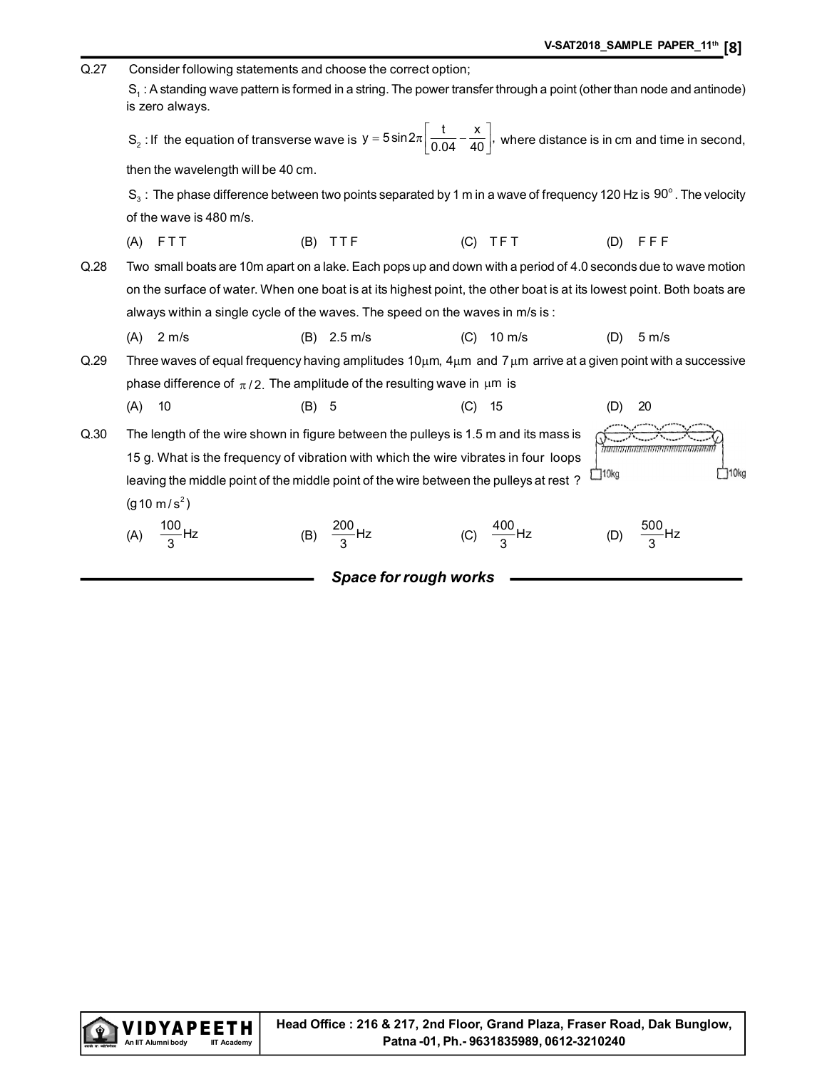Q.27 Consider following statements and choose the correct option;

$S_1$ : A standing wave pattern is formed in a string. The power transfer through a point (other than node and antinode) is zero always.

$S_2$ : If the equation of transverse wave is $y = 5\sin 2\pi\left[\frac{t}{0.04} - \frac{x}{40}\right]$, where distance is in cm and time in second, then the wavelength will be 40 cm.

$S_3$ : The phase difference between two points separated by 1 m in a wave of frequency 120 Hz is $90^o$. The velocity of the wave is 480 m/s.

(A) F T T (B) T T F (C) T F T (D) F F F

Q.28 Two small boats are 10m apart on a lake. Each pops up and down with a period of 4.0 seconds due to wave motion on the surface of water. When one boat is at its highest point, the other boat is at its lowest point. Both boats are always within a single cycle of the waves. The speed on the waves in m/s is :

(A) 2 m/s (B) 2.5 m/s (C) 10 m/s (D) 5 m/s

Q.29 Three waves of equal frequency having amplitudes $10\mu$m, $4\mu$m and $7\mu$m arrive at a given point with a successive phase difference of $\pi/2$. The amplitude of the resulting wave in $\mu$m is

(A) 10 (B) 5 (C) 15 (D) 20

Q.30 The length of the wire shown in figure between the pulleys is 1.5 m and its mass is 15 g. What is the frequency of vibration with which the wire vibrates in four loops leaving the middle point of the middle point of the wire between the pulleys at rest ? $(g\,10\text{ m/s}^2)$

10kg 10kg

(A) $\frac{100}{3}$Hz (B) $\frac{200}{3}$Hz (C) $\frac{400}{3}$Hz (D) $\frac{500}{3}$Hz

*Space for rough works*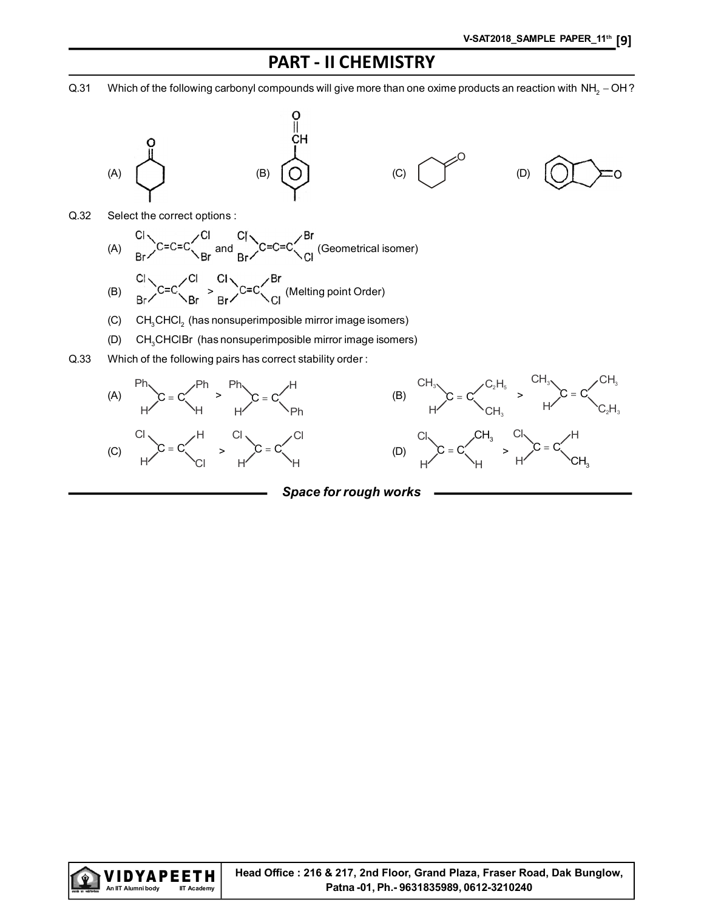## PART - II CHEMISTRY

Q.31 Which of the following carbonyl compounds will give more than one oxime products an reaction with $NH_2 - OH$?

(A) 4-methylcyclohexanone (ring with C=O at top and $CH_3$ at bottom)

(B) 4-methylbenzaldehyde (benzene ring bearing CHO at top and $CH_3$ at bottom)

(C) Cyclohexanone

(D) Indan-2-one (benzene ring fused to five-membered ring bearing C=O)

Q.32 Select the correct options :

(A) $\underset{Br}{\overset{Cl}{>}}C=C=C\underset{Br}{\overset{Cl}{<}}$ and $\underset{Br}{\overset{Cl}{>}}C=C=C\underset{Cl}{\overset{Br}{<}}$ (Geometrical isomer)

(B) $\underset{Br}{\overset{Cl}{>}}C=C\underset{Br}{\overset{Cl}{<}}$ > $\underset{Br}{\overset{Cl}{>}}C=C\underset{Cl}{\overset{Br}{<}}$ (Melting point Order)

(C) $CH_3CHCl_2$ (has nonsuperimposible mirror image isomers)

(D) $CH_3CHClBr$ (has nonsuperimposible mirror image isomers)

Q.33 Which of the following pairs has correct stability order :

(A) $\underset{H}{\overset{Ph}{>}}C=C\underset{H}{\overset{Ph}{<}}$ > $\underset{H}{\overset{Ph}{>}}C=C\underset{Ph}{\overset{H}{<}}$

(B) $\underset{H}{\overset{CH_3}{>}}C=C\underset{CH_3}{\overset{C_2H_5}{<}}$ > $\underset{H}{\overset{CH_3}{>}}C=C\underset{C_2H_5}{\overset{CH_3}{<}}$

(C) $\underset{H}{\overset{Cl}{>}}C=C\underset{Cl}{\overset{H}{<}}$ > $\underset{H}{\overset{Cl}{>}}C=C\underset{H}{\overset{Cl}{<}}$

(D) $\underset{H}{\overset{Cl}{>}}C=C\underset{H}{\overset{CH_3}{<}}$ > $\underset{H}{\overset{Cl}{>}}C=C\underset{CH_3}{\overset{H}{<}}$

***Space for rough works***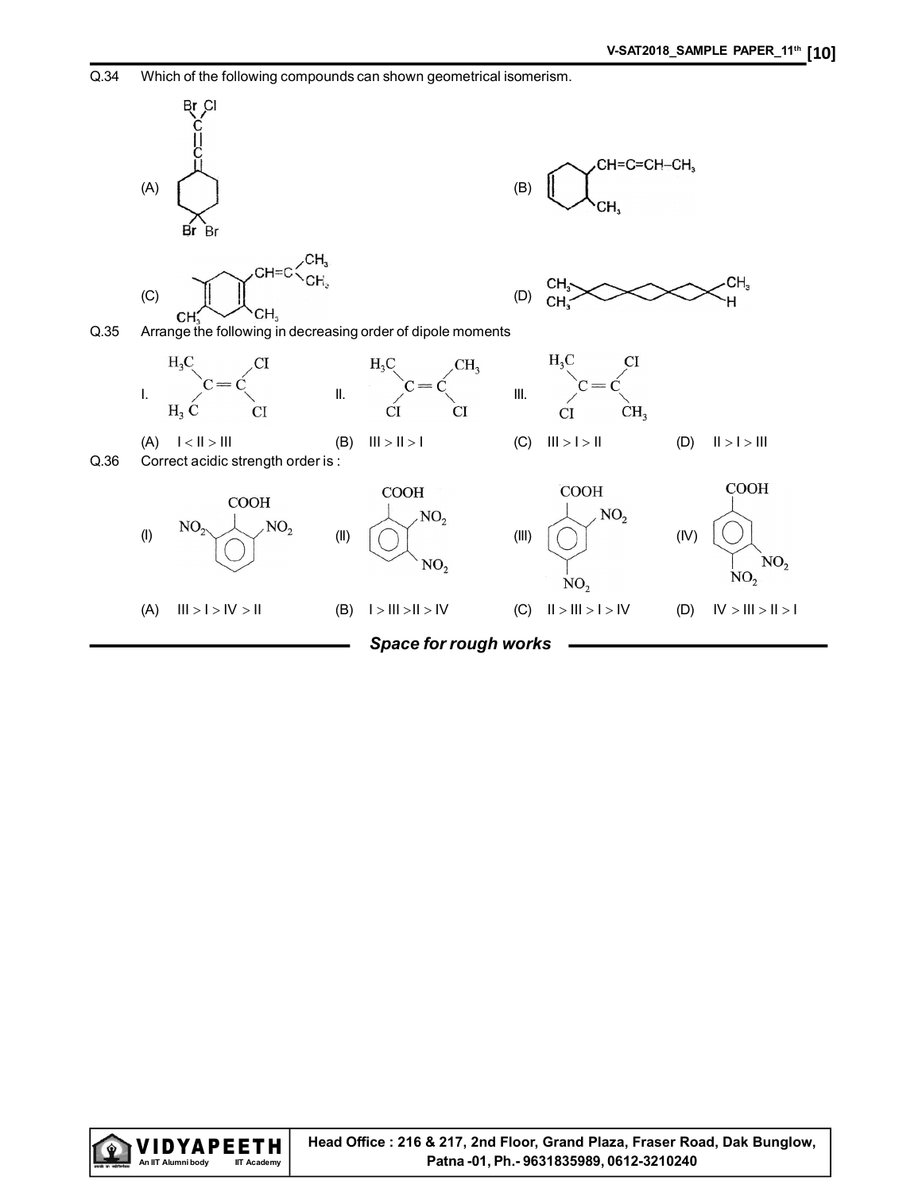Q.34 Which of the following compounds can shown geometrical isomerism.

(A) [Structure: cyclohexane ring with exocyclic =C=C(Br)(Cl) at one end and C(Br)(Br) at the opposite ring carbon]

(B) [Structure: cyclohexene ring bearing CH=C=CH–$CH_3$ and $CH_3$ substituents]

(C) [Structure: cyclohexadiene ring bearing CH=C($CH_3$)$CH_3$ and $CH_3$ substituents]

(D) [Structure: spiro-fused rings with $CH_3$, $CH_3$ at one end and $CH_3$, H at the other end]

Q.35 Arrange the following in decreasing order of dipole moments

I. $(H_3C)_2C=C(Cl)_2$ [$H_3C$, $H_3C$ on one carbon; Cl, Cl on the other]

II. $H_3C$, Cl on one carbon; $CH_3$, Cl on the other (Cl on same side)

III. $H_3C$, Cl on one carbon; Cl, $CH_3$ on the other (Cl on opposite sides)

(A) I < II > III (B) III > II > I (C) III > I > II (D) II > I > III

Q.36 Correct acidic strength order is :

(I) COOH with $NO_2$ at both ortho positions (2,6-dinitrobenzoic acid)

(II) COOH with $NO_2$ at positions 2 and 3

(III) COOH with $NO_2$ at positions 2 and 4

(IV) COOH with $NO_2$ at positions 3 and 4

(A) III > I > IV > II (B) I > III >II > IV (C) II > III > I > IV (D) IV > III > II > I

*Space for rough works*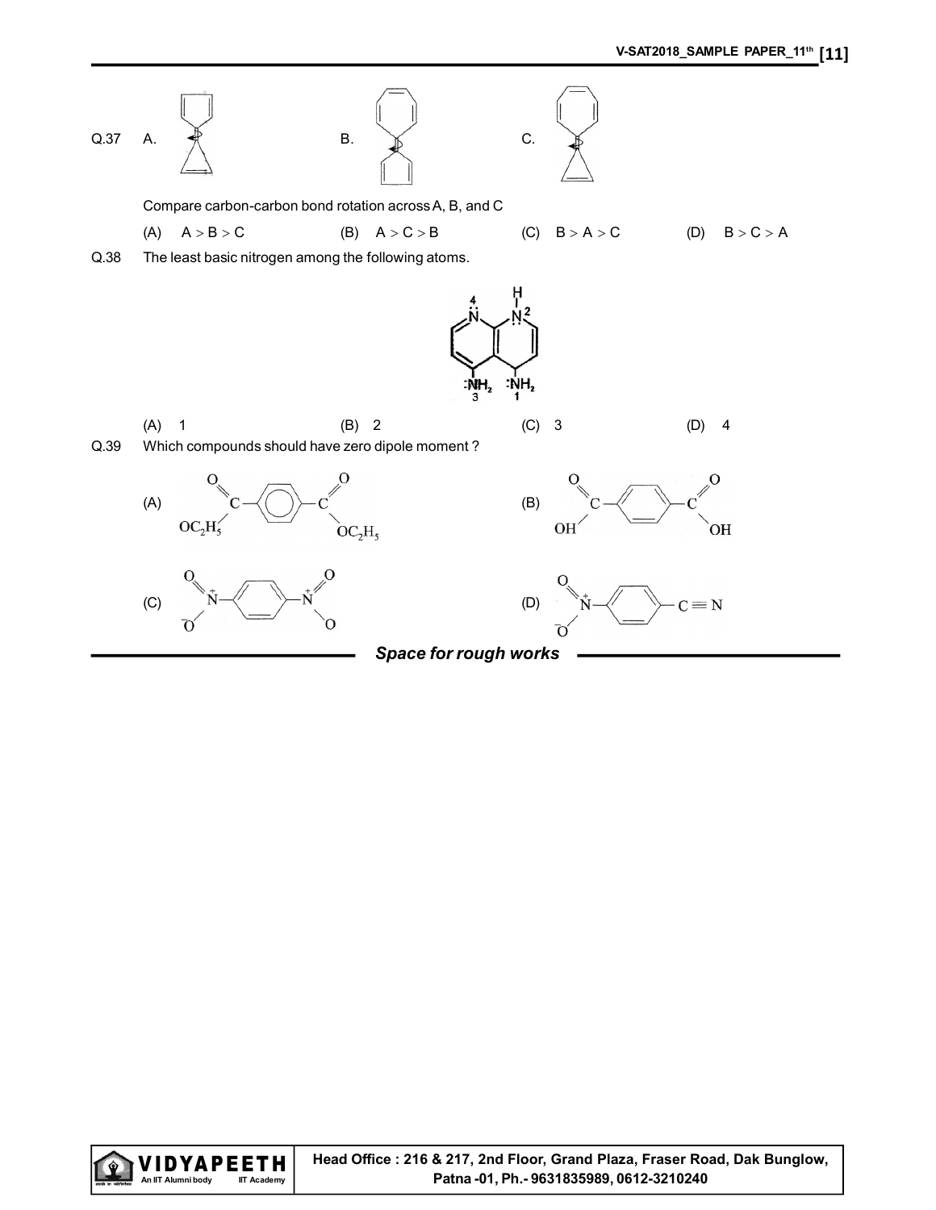Q.37 A. B. C.

Compare carbon-carbon bond rotation across A, B, and C

(A) $A > B > C$ (B) $A > C > B$ (C) $B > A > C$ (D) $B > C > A$

Q.38 The least basic nitrogen among the following atoms.

(A) 1 (B) 2 (C) 3 (D) 4

Q.39 Which compounds should have zero dipole moment ?

(A) $C_2H_5O-C(=O)-C_6H_4-C(=O)-OC_2H_5$ (B) $HO-C(=O)-C_6H_4-C(=O)-OH$

(C) $O_2N-C_6H_4-NO_2$ (D) $O_2N-C_6H_4-C\equiv N$

*Space for rough works*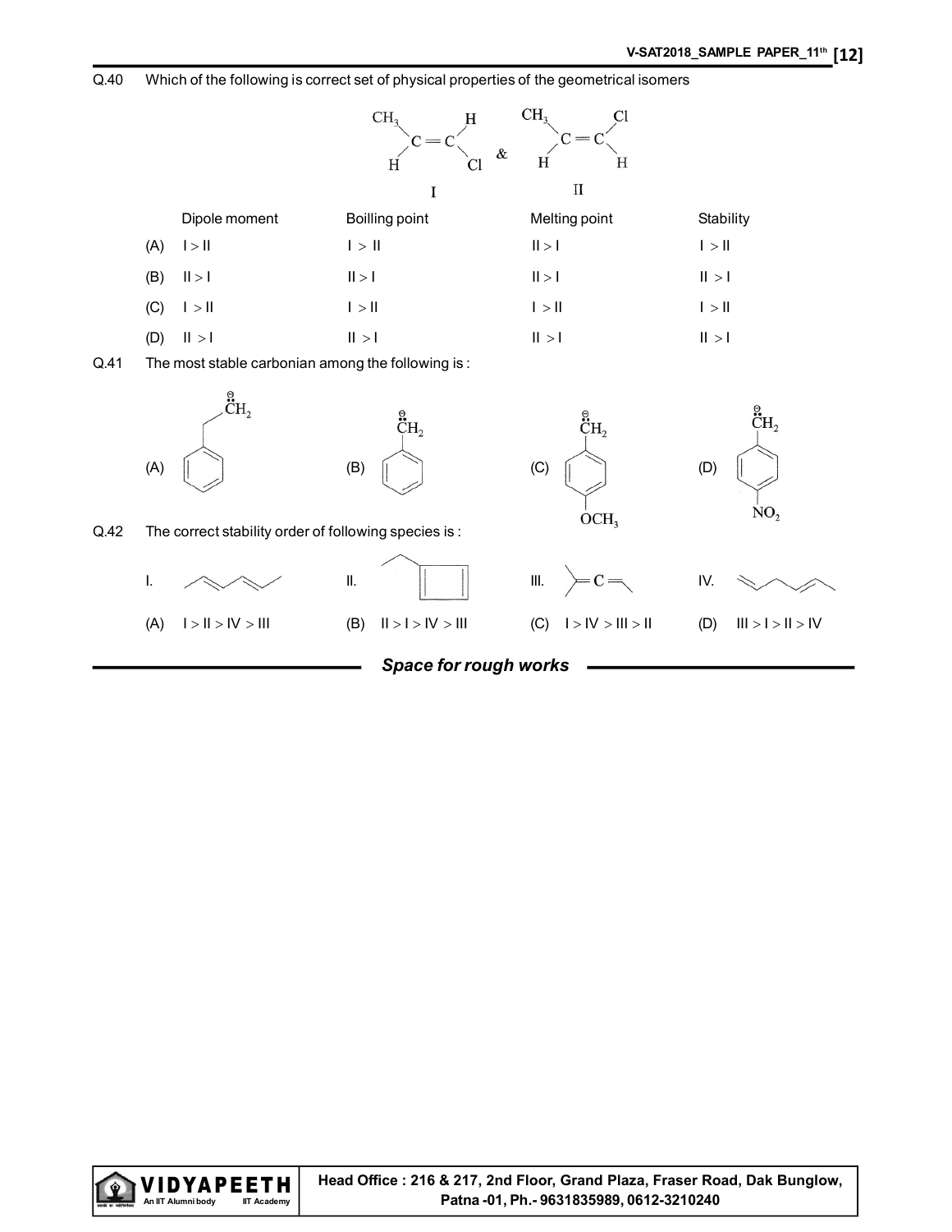Q.40 Which of the following is correct set of physical properties of the geometrical isomers

I: $CH_3(H)C=C(H)Cl$ &nbsp;&nbsp; & &nbsp;&nbsp; II: $CH_3(H)C=C(Cl)H$

| | Dipole moment | Boilling point | Melting point | Stability |
|---|---|---|---|---|
| (A) | I > II | I > II | II > I | I > II |
| (B) | II > I | II > I | II > I | II > I |
| (C) | I > II | I > II | I > II | I > II |
| (D) | II > I | II > I | II > I | II > I |

Q.41 The most stable carbonian among the following is :

(A) $C_6H_5CH_2\overset{\ominus}{C}H_2$ &nbsp;&nbsp; (B) $C_6H_5\overset{\ominus}{C}H_2$ &nbsp;&nbsp; (C) $p\text{-}OCH_3\text{-}C_6H_4\overset{\ominus}{C}H_2$ &nbsp;&nbsp; (D) $p\text{-}NO_2\text{-}C_6H_4\overset{\ominus}{C}H_2$

Q.42 The correct stability order of following species is :

I. &nbsp;&nbsp; II. &nbsp;&nbsp; III. $(CH_3)_2C=C=CH\text{-}CH_3$ &nbsp;&nbsp; IV.

(A) I > II > IV > III &nbsp;&nbsp; (B) II > I > IV > III &nbsp;&nbsp; (C) I > IV > III > II &nbsp;&nbsp; (D) III > I > II > IV

*Space for rough works*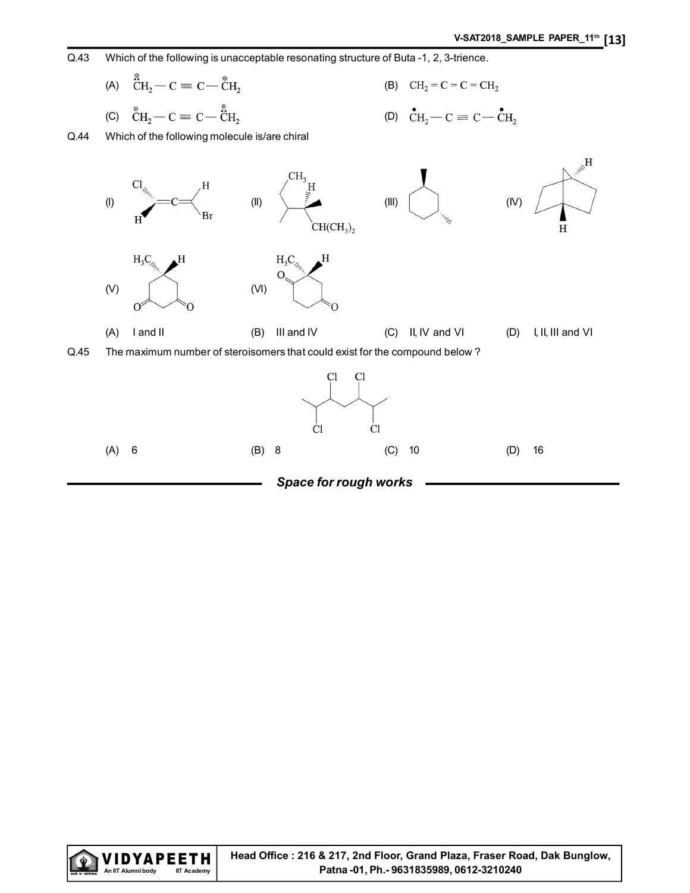Q.43 Which of the following is unacceptable resonating structure of Buta -1, 2, 3-trience.

(A) $\overset{\ominus}{\ddot{C}}H_2 - C \equiv C - \overset{\oplus}{C}H_2$

(B) $CH_2 = C = C = CH_2$

(C) $\overset{\oplus}{C}H_2 - C \equiv C - \overset{\oplus}{\ddot{C}}H_2$

(D) $\dot{C}H_2 - C \equiv C - \dot{C}H_2$

Q.44 Which of the following molecule is/are chiral

(I) Cl(H)C=C=C(H)(Br)

(II) $CH_3$, H, $CH(CH_3)_2$

(III)

(IV) H, H

(V) $H_3C$, H, O, O

(VI) $H_3C$, H, O, O

(A) I and II

(B) III and IV

(C) II, IV and VI

(D) I, II, III and VI

Q.45 The maximum number of steroisomers that could exist for the compound below ?

Cl Cl Cl Cl

(A) 6

(B) 8

(C) 10

(D) 16

*Space for rough works*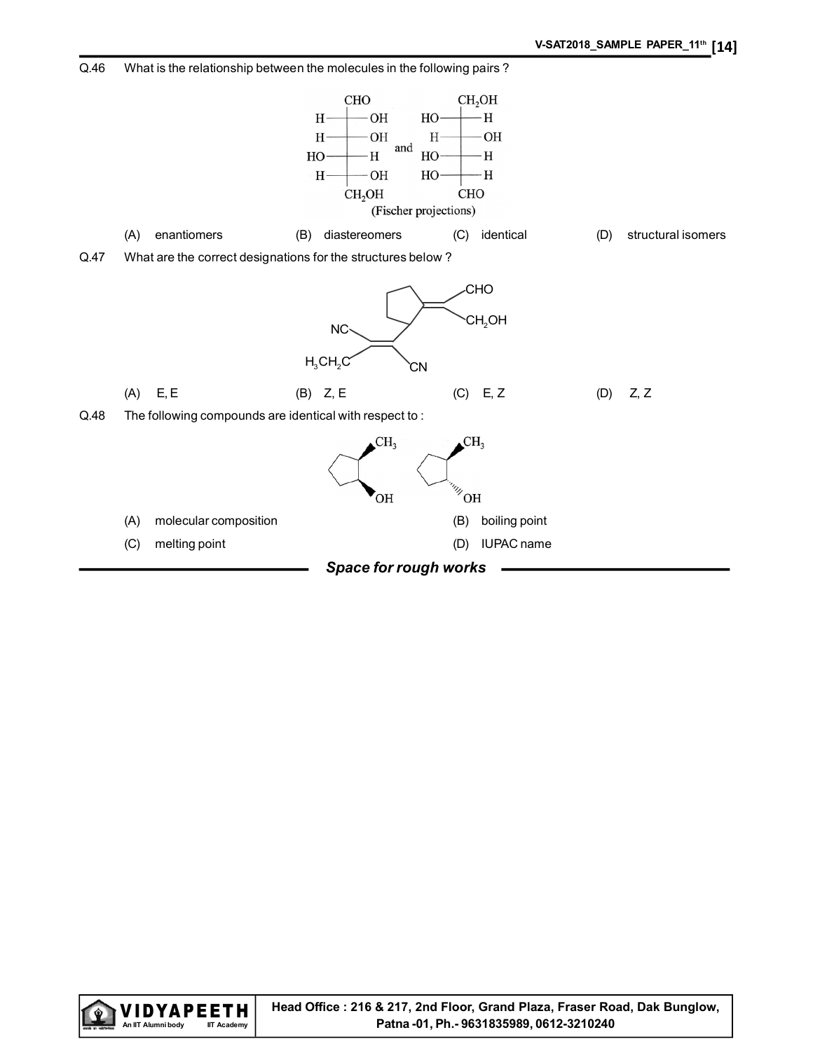Q.46 What is the relationship between the molecules in the following pairs ?

(Fischer projections)

(A) enantiomers (B) diastereomers (C) identical (D) structural isomers

Q.47 What are the correct designations for the structures below ?

(A) E, E (B) Z, E (C) E, Z (D) Z, Z

Q.48 The following compounds are identical with respect to :

(A) molecular composition (B) boiling point

(C) melting point (D) IUPAC name

***Space for rough works***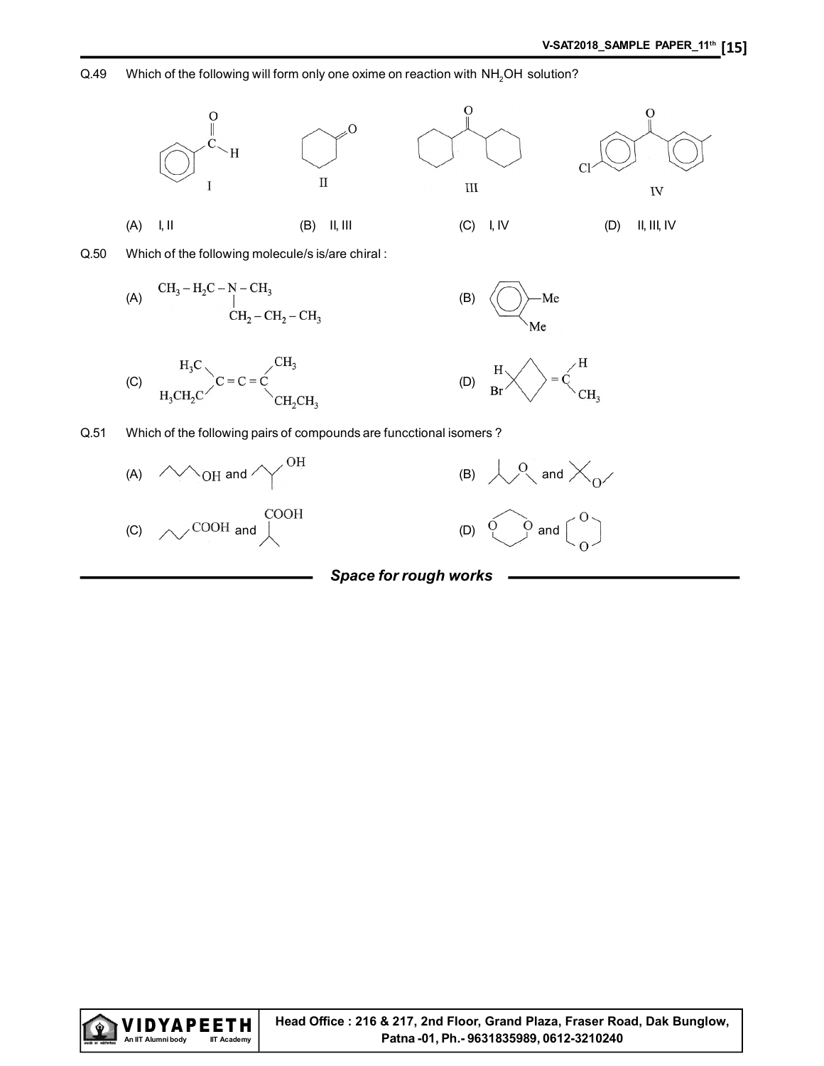Q.49 Which of the following will form only one oxime on reaction with $NH_2OH$ solution?

I II III IV

(A) I, II (B) II, III (C) I, IV (D) II, III, IV

Q.50 Which of the following molecule/s is/are chiral :

(A) $CH_3-H_2C-\underset{\displaystyle CH_2-CH_2-CH_3}{\underset{|}{N}}-CH_3$

(B) (benzene ring with two Me substituents)

(C) $\begin{matrix} H_3C \\ H_3CH_2C \end{matrix} C=C=C \begin{matrix} CH_3 \\ CH_2CH_3 \end{matrix}$

(D) (cyclobutane with H and Br on one carbon, $=C(H)CH_3$ on opposite carbon)

Q.51 Which of the following pairs of compounds are funcctional isomers ?

(A) (butan-1-ol, OH) and (butan-2-ol, OH)

(B) (ether) and (ether)

(C) (COOH) and (COOH)

(D) (cyclic diether) and (cyclic diether)

*Space for rough works*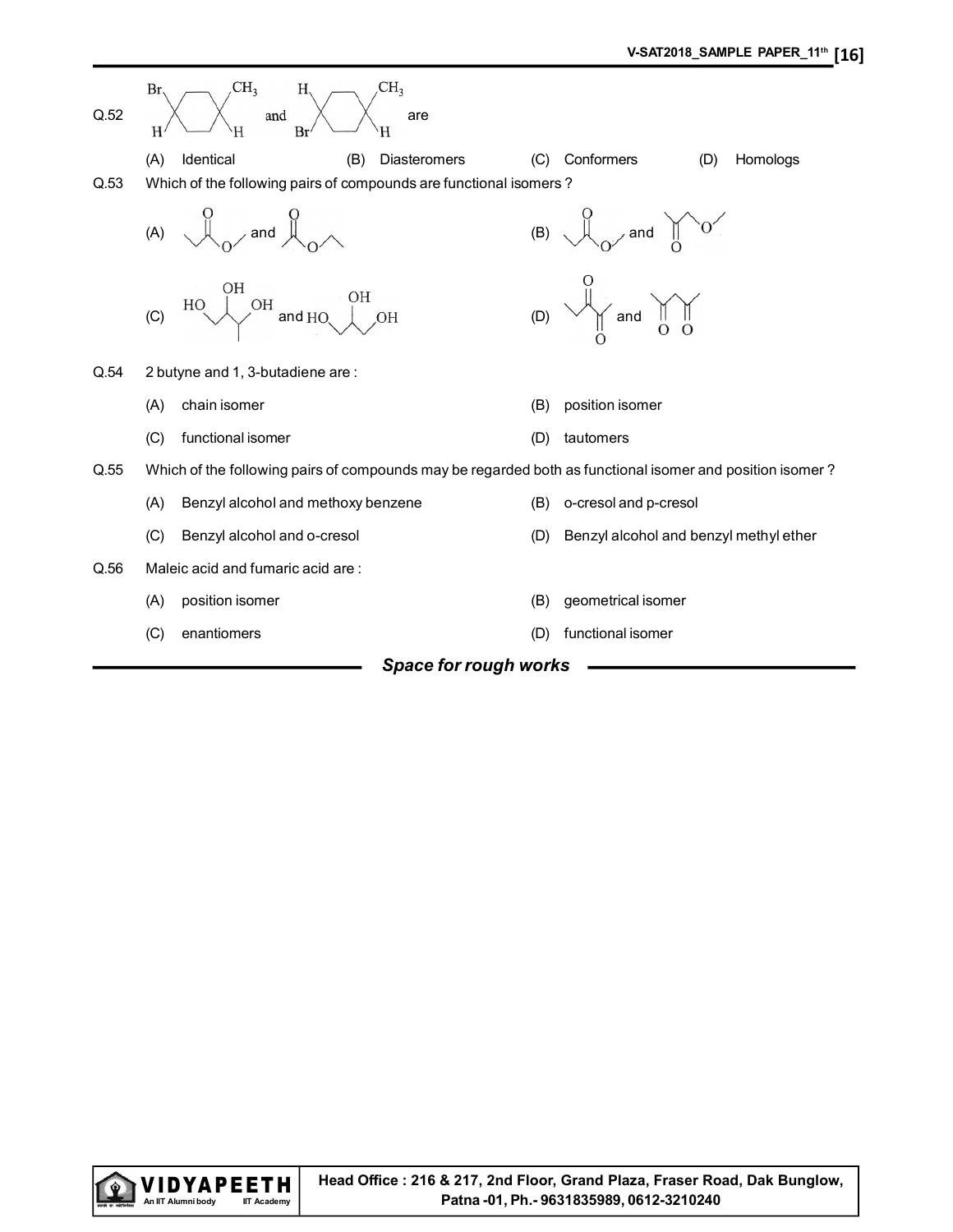Q.52 [Structure: cyclohexane with Br, H on one carbon and $CH_3$, H on the 4-position carbon] and [Structure: cyclohexane with H, Br on one carbon and $CH_3$, H on the 4-position carbon] are

(A) Identical (B) Diasteromers (C) Conformers (D) Homologs

Q.53 Which of the following pairs of compounds are functional isomers ?

(A) [Structure: ester] and [Structure: ester]

(B) [Structure: ester] and [Structure: ketone-ether]

(C) [Structure: HO, OH, OH triol with methyl branch] and [Structure: HO, OH, OH triol]

(D) [Structure: diketone] and [Structure: diketone]

Q.54 2 butyne and 1, 3-butadiene are :

(A) chain isomer

(B) position isomer

(C) functional isomer

(D) tautomers

Q.55 Which of the following pairs of compounds may be regarded both as functional isomer and position isomer ?

(A) Benzyl alcohol and methoxy benzene

(B) o-cresol and p-cresol

(C) Benzyl alcohol and o-cresol

(D) Benzyl alcohol and benzyl methyl ether

Q.56 Maleic acid and fumaric acid are :

(A) position isomer

(B) geometrical isomer

(C) enantiomers

(D) functional isomer

*Space for rough works*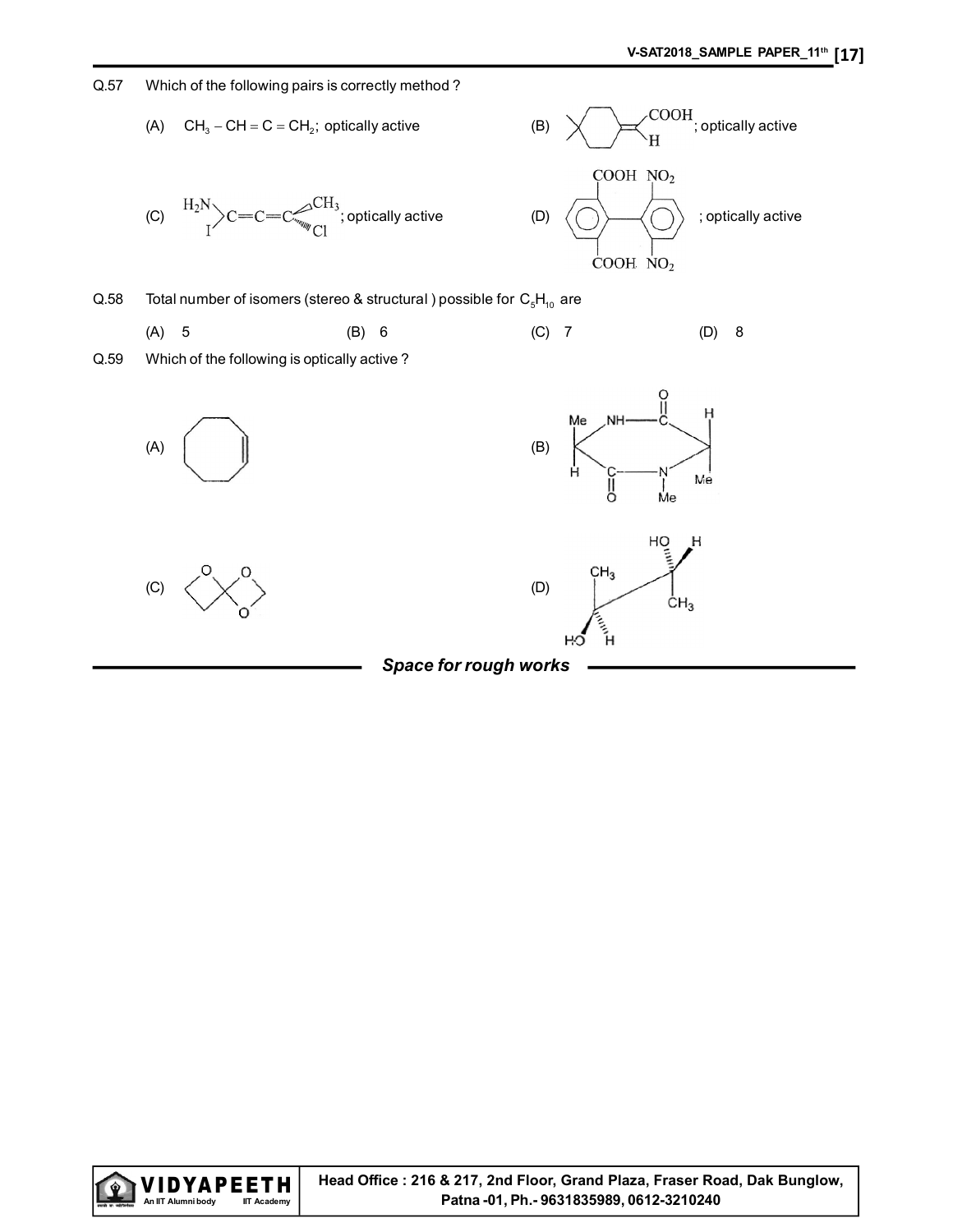Q.57 Which of the following pairs is correctly method ?

(A) $CH_3 - CH = C = CH_2$; optically active

(B) (4-methylcyclohexylidene with =C(COOH)(H)); optically active

(C) $H_2N(I)C=C=C(CH_3)(Cl)$; optically active

(D) (biphenyl with COOH, $NO_2$, COOH, $NO_2$ at ortho positions); optically active

Q.58 Total number of isomers (stereo & structural ) possible for $C_5H_{10}$ are

(A) 5 (B) 6 (C) 7 (D) 8

Q.59 Which of the following is optically active ?

(A) (cyclooctene)

(B) (cyclic diamide ring with Me, H, NH, C=O, N–Me substituents)

(C) (spiro compound with oxygen-containing rings)

(D) (structure with $CH_3$, HO, H and $CH_3$, HO, H)

***Space for rough works***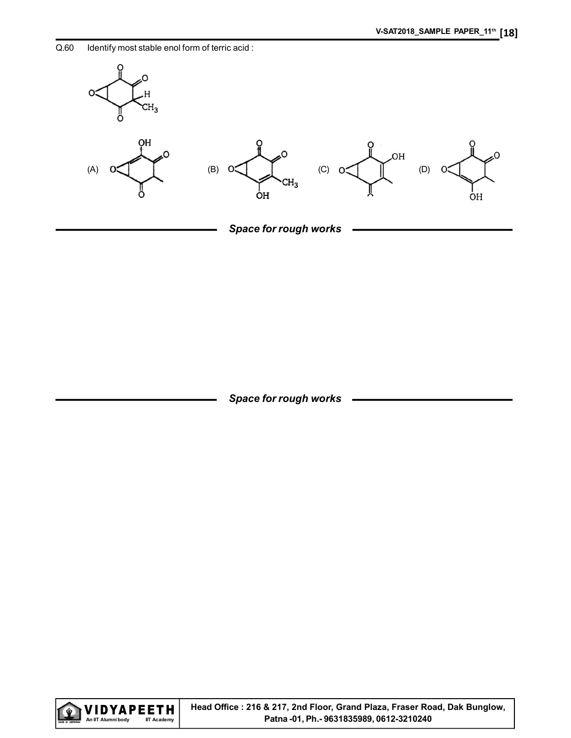Q.60 Identify most stable enol form of terric acid :

(A) (B) (C) (D)

*Space for rough works*

*Space for rough works*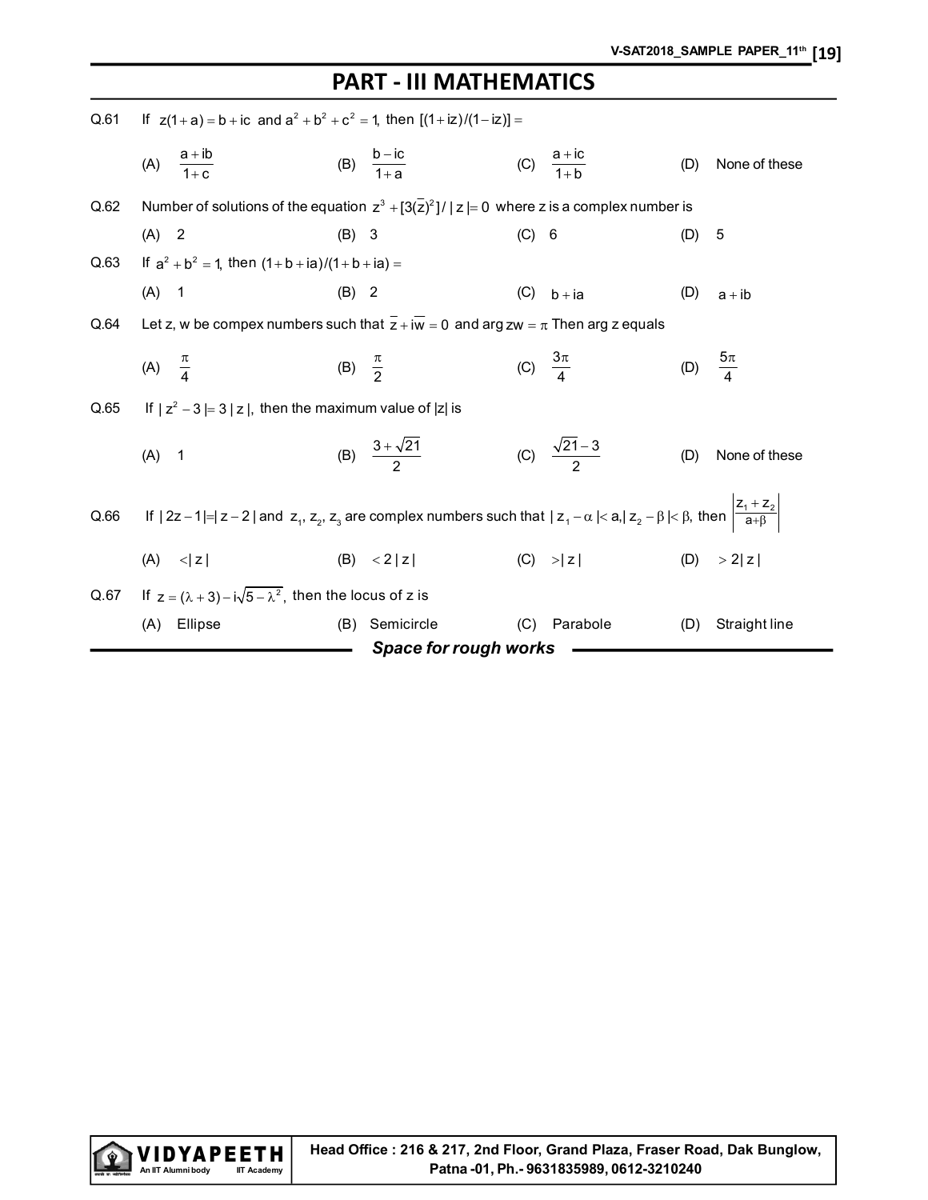# PART - III MATHEMATICS

Q.61 If $z(1+a) = b + ic$ and $a^2 + b^2 + c^2 = 1$, then $[(1+iz)/(1-iz)] =$

(A) $\frac{a+ib}{1+c}$ (B) $\frac{b-ic}{1+a}$ (C) $\frac{a+ic}{1+b}$ (D) None of these

Q.62 Number of solutions of the equation $z^3 + [3(\bar{z})^2]/|z| = 0$ where z is a complex number is

(A) 2 (B) 3 (C) 6 (D) 5

Q.63 If $a^2 + b^2 = 1$, then $(1+b+ia)/(1+b+ia) =$

(A) 1 (B) 2 (C) $b + ia$ (D) $a + ib$

Q.64 Let z, w be compex numbers such that $\bar{z} + i\bar{w} = 0$ and $\arg zw = \pi$ Then arg z equals

(A) $\frac{\pi}{4}$ (B) $\frac{\pi}{2}$ (C) $\frac{3\pi}{4}$ (D) $\frac{5\pi}{4}$

Q.65 If $|z^2 - 3| = 3|z|$, then the maximum value of |z| is

(A) 1 (B) $\frac{3+\sqrt{21}}{2}$ (C) $\frac{\sqrt{21}-3}{2}$ (D) None of these

Q.66 If $|2z-1| = |z-2|$ and $z_1$, $z_2$, $z_3$ are complex numbers such that $|z_1 - \alpha| < a, |z_2 - \beta| < \beta$, then $\left|\frac{z_1+z_2}{a+\beta}\right|$

(A) $<|z|$ (B) $<2|z|$ (C) $>|z|$ (D) $>2|z|$

Q.67 If $z = (\lambda + 3) - i\sqrt{5-\lambda^2}$, then the locus of z is

(A) Ellipse (B) Semicircle (C) Parabole (D) Straight line

***Space for rough works***

**VIDYAPEETH** An IIT Alumni body IIT Academy

**Head Office : 216 & 217, 2nd Floor, Grand Plaza, Fraser Road, Dak Bunglow, Patna -01, Ph.- 9631835989, 0612-3210240**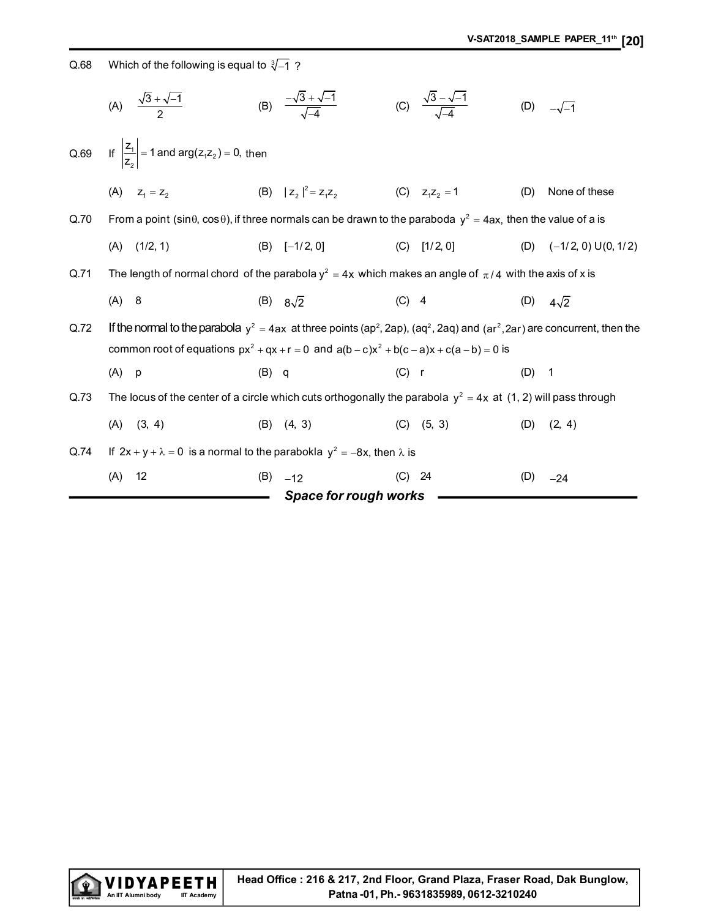Q.68 Which of the following is equal to $\sqrt[3]{-1}$ ?

(A) $\dfrac{\sqrt{3}+\sqrt{-1}}{2}$ (B) $\dfrac{-\sqrt{3}+\sqrt{-1}}{\sqrt{-4}}$ (C) $\dfrac{\sqrt{3}-\sqrt{-1}}{\sqrt{-4}}$ (D) $-\sqrt{-1}$

Q.69 If $\left|\dfrac{z_1}{z_2}\right| = 1$ and $\arg(z_1 z_2) = 0,$ then

(A) $z_1 = z_2$ (B) $|z_2|^2 = z_1 z_2$ (C) $z_1 z_2 = 1$ (D) None of these

Q.70 From a point $(\sin\theta, \cos\theta)$, if three normals can be drawn to the paraboda $y^2 = 4ax$, then the value of a is

(A) $(1/2, 1)$ (B) $[-1/2, 0]$ (C) $[1/2, 0]$ (D) $(-1/2, 0) \cup (0, 1/2)$

Q.71 The length of normal chord of the parabola $y^2 = 4x$ which makes an angle of $\pi/4$ with the axis of x is

(A) 8 (B) $8\sqrt{2}$ (C) 4 (D) $4\sqrt{2}$

Q.72 If the normal to the parabola $y^2 = 4ax$ at three points $(ap^2, 2ap)$, $(aq^2, 2aq)$ and $(ar^2, 2ar)$ are concurrent, then the common root of equations $px^2 + qx + r = 0$ and $a(b-c)x^2 + b(c-a)x + c(a-b) = 0$ is

(A) p (B) q (C) r (D) 1

Q.73 The locus of the center of a circle which cuts orthogonally the parabola $y^2 = 4x$ at (1, 2) will pass through

(A) (3, 4) (B) (4, 3) (C) (5, 3) (D) (2, 4)

Q.74 If $2x + y + \lambda = 0$ is a normal to the parabokla $y^2 = -8x$, then $\lambda$ is

(A) 12 (B) $-12$ (C) 24 (D) $-24$

***Space for rough works***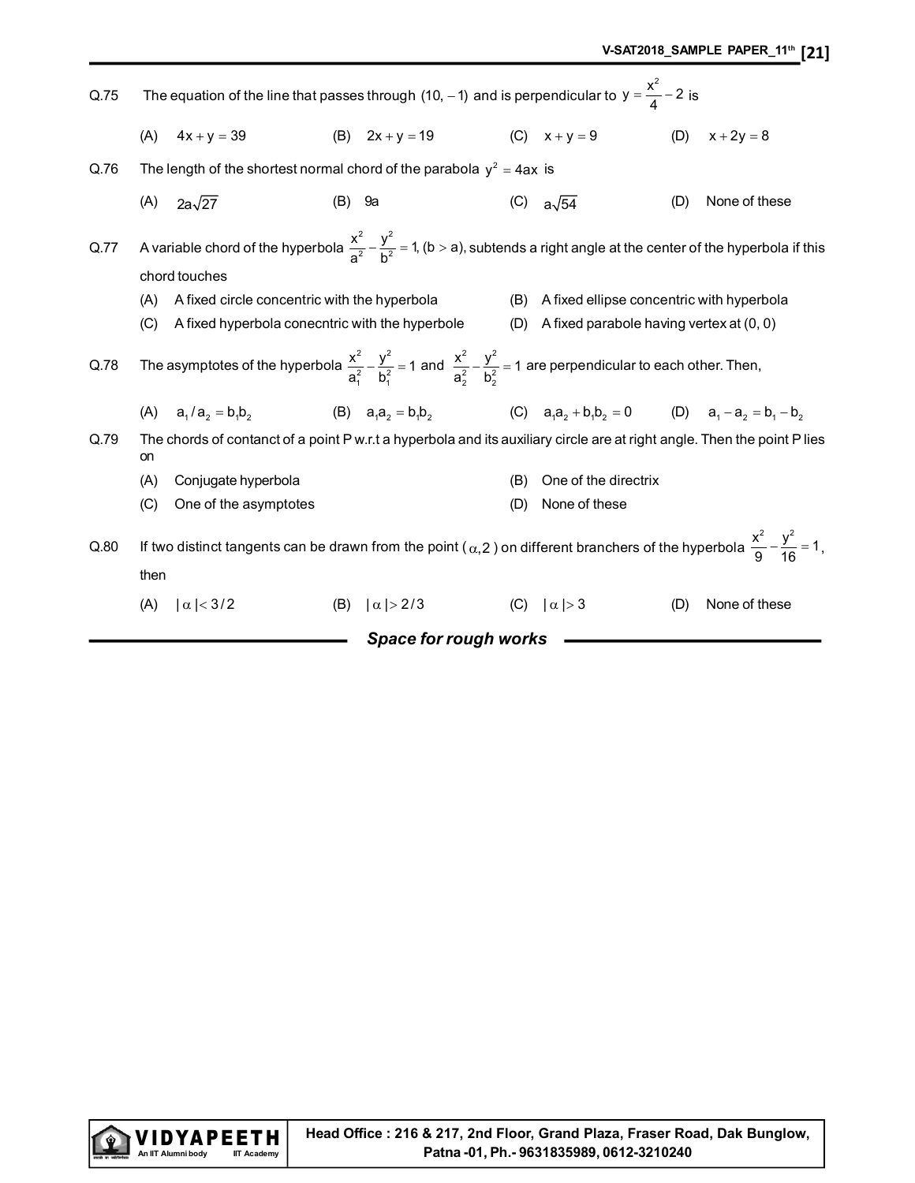Q.75 The equation of the line that passes through $(10, -1)$ and is perpendicular to $y = \frac{x^2}{4} - 2$ is

(A) $4x + y = 39$ (B) $2x + y = 19$ (C) $x + y = 9$ (D) $x + 2y = 8$

Q.76 The length of the shortest normal chord of the parabola $y^2 = 4ax$ is

(A) $2a\sqrt{27}$ (B) $9a$ (C) $a\sqrt{54}$ (D) None of these

Q.77 A variable chord of the hyperbola $\frac{x^2}{a^2} - \frac{y^2}{b^2} = 1, (b > a)$, subtends a right angle at the center of the hyperbola if this chord touches

(A) A fixed circle concentric with the hyperbola

(B) A fixed ellipse concentric with hyperbola

(C) A fixed hyperbola conecntric with the hyperbole

(D) A fixed parabole having vertex at (0, 0)

Q.78 The asymptotes of the hyperbola $\frac{x^2}{a_1^2} - \frac{y^2}{b_1^2} = 1$ and $\frac{x^2}{a_2^2} - \frac{y^2}{b_2^2} = 1$ are perpendicular to each other. Then,

(A) $a_1 / a_2 = b_1 b_2$ (B) $a_1 a_2 = b_1 b_2$ (C) $a_1 a_2 + b_1 b_2 = 0$ (D) $a_1 - a_2 = b_1 - b_2$

Q.79 The chords of contanct of a point P w.r.t a hyperbola and its auxiliary circle are at right angle. Then the point P lies on

(A) Conjugate hyperbola

(B) One of the directrix

(C) One of the asymptotes

(D) None of these

Q.80 If two distinct tangents can be drawn from the point $(\alpha, 2)$ on different branchers of the hyperbola $\frac{x^2}{9} - \frac{y^2}{16} = 1$, then

(A) $|\alpha| < 3/2$ (B) $|\alpha| > 2/3$ (C) $|\alpha| > 3$ (D) None of these

***Space for rough works***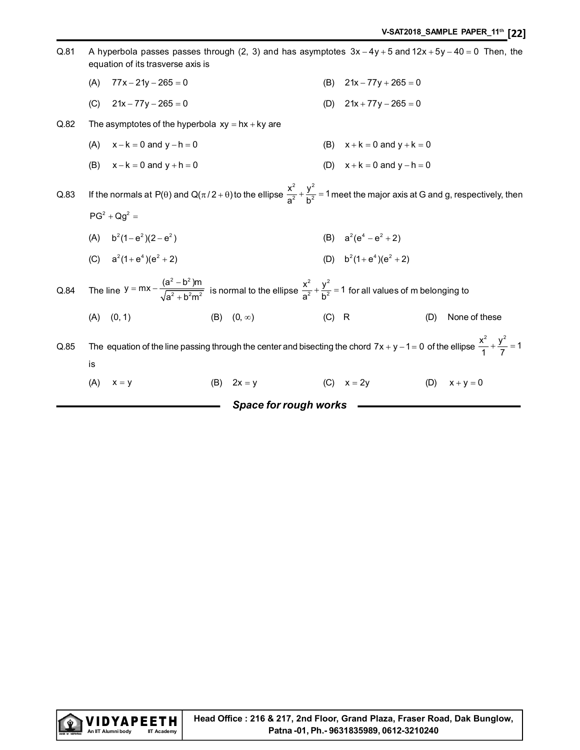Q.81 A hyperbola passes passes through (2, 3) and has asymptotes $3x-4y+5$ and $12x+5y-40=0$ Then, the equation of its trasverse axis is

(A) $77x-21y-265=0$ (B) $21x-77y+265=0$

(C) $21x-77y-265=0$ (D) $21x+77y-265=0$

Q.82 The asymptotes of the hyperbola $xy=hx+ky$ are

(A) $x-k=0$ and $y-h=0$ (B) $x+k=0$ and $y+k=0$

(B) $x-k=0$ and $y+h=0$ (D) $x+k=0$ and $y-h=0$

Q.83 If the normals at $P(\theta)$ and $Q(\pi/2+\theta)$ to the ellipse $\frac{x^2}{a^2}+\frac{y^2}{b^2}=1$ meet the major axis at G and g, respectively, then $PG^2+Qg^2=$

(A) $b^2(1-e^2)(2-e^2)$ (B) $a^2(e^4-e^2+2)$

(C) $a^2(1+e^4)(e^2+2)$ (D) $b^2(1+e^4)(e^2+2)$

Q.84 The line $y=mx-\frac{(a^2-b^2)m}{\sqrt{a^2+b^2m^2}}$ is normal to the ellipse $\frac{x^2}{a^2}+\frac{y^2}{b^2}=1$ for all values of m belonging to

(A) (0, 1) (B) $(0,\infty)$ (C) R (D) None of these

Q.85 The equation of the line passing through the center and bisecting the chord $7x+y-1=0$ of the ellipse $\frac{x^2}{1}+\frac{y^2}{7}=1$ is

(A) $x=y$ (B) $2x=y$ (C) $x=2y$ (D) $x+y=0$

***Space for rough works***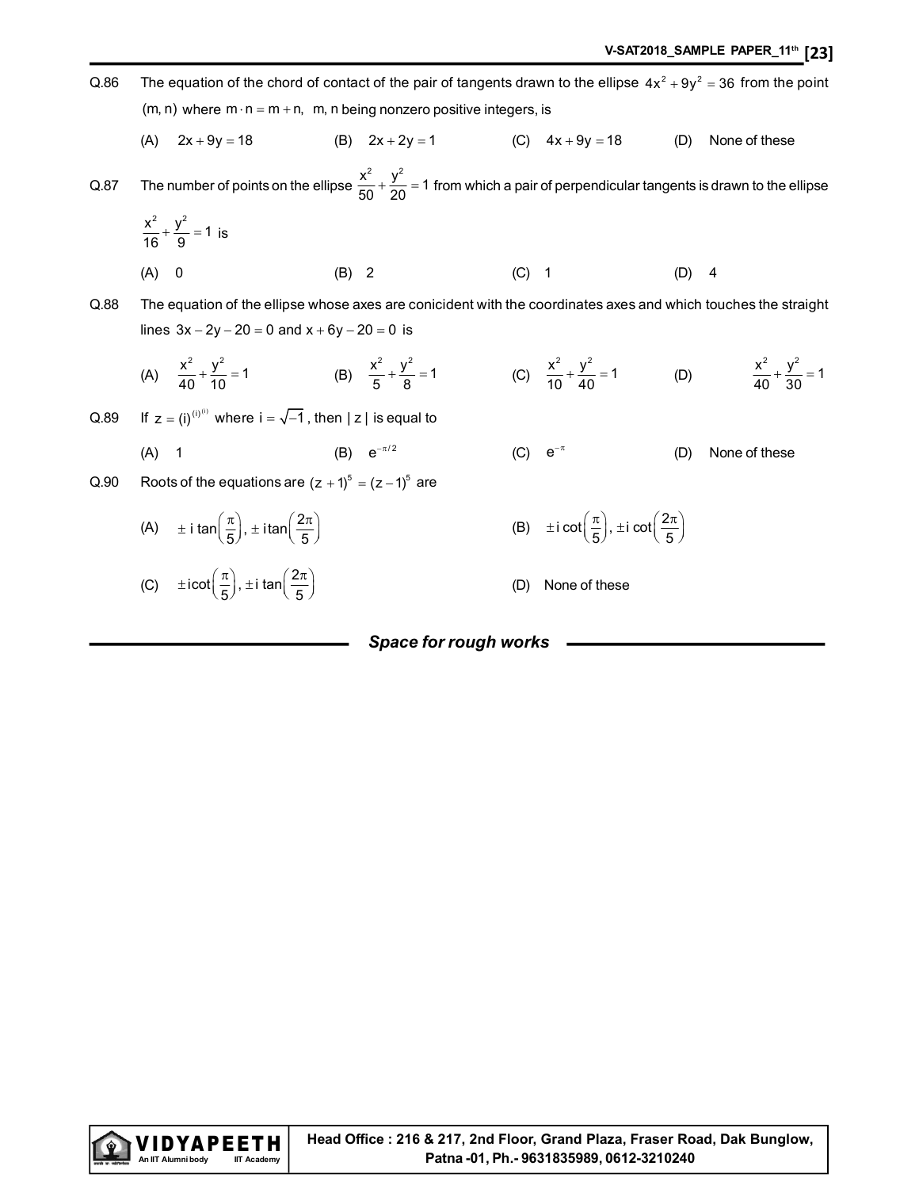Q.86 The equation of the chord of contact of the pair of tangents drawn to the ellipse $4x^2 + 9y^2 = 36$ from the point $(m, n)$ where $m \cdot n = m + n$, m, n being nonzero positive integers, is

(A) $2x + 9y = 18$ (B) $2x + 2y = 1$ (C) $4x + 9y = 18$ (D) None of these

Q.87 The number of points on the ellipse $\frac{x^2}{50} + \frac{y^2}{20} = 1$ from which a pair of perpendicular tangents is drawn to the ellipse $\frac{x^2}{16} + \frac{y^2}{9} = 1$ is

(A) 0 (B) 2 (C) 1 (D) 4

Q.88 The equation of the ellipse whose axes are conicident with the coordinates axes and which touches the straight lines $3x - 2y - 20 = 0$ and $x + 6y - 20 = 0$ is

(A) $\frac{x^2}{40} + \frac{y^2}{10} = 1$ (B) $\frac{x^2}{5} + \frac{y^2}{8} = 1$ (C) $\frac{x^2}{10} + \frac{y^2}{40} = 1$ (D) $\frac{x^2}{40} + \frac{y^2}{30} = 1$

Q.89 If $z = (i)^{(i)^{(i)}}$ where $i = \sqrt{-1}$, then $|z|$ is equal to

(A) 1 (B) $e^{-\pi/2}$ (C) $e^{-\pi}$ (D) None of these

Q.90 Roots of the equations are $(z+1)^5 = (z-1)^5$ are

(A) $\pm i \tan\left(\frac{\pi}{5}\right), \pm i \tan\left(\frac{2\pi}{5}\right)$ (B) $\pm i \cot\left(\frac{\pi}{5}\right), \pm i \cot\left(\frac{2\pi}{5}\right)$

(C) $\pm i \cot\left(\frac{\pi}{5}\right), \pm i \tan\left(\frac{2\pi}{5}\right)$ (D) None of these

***Space for rough works***